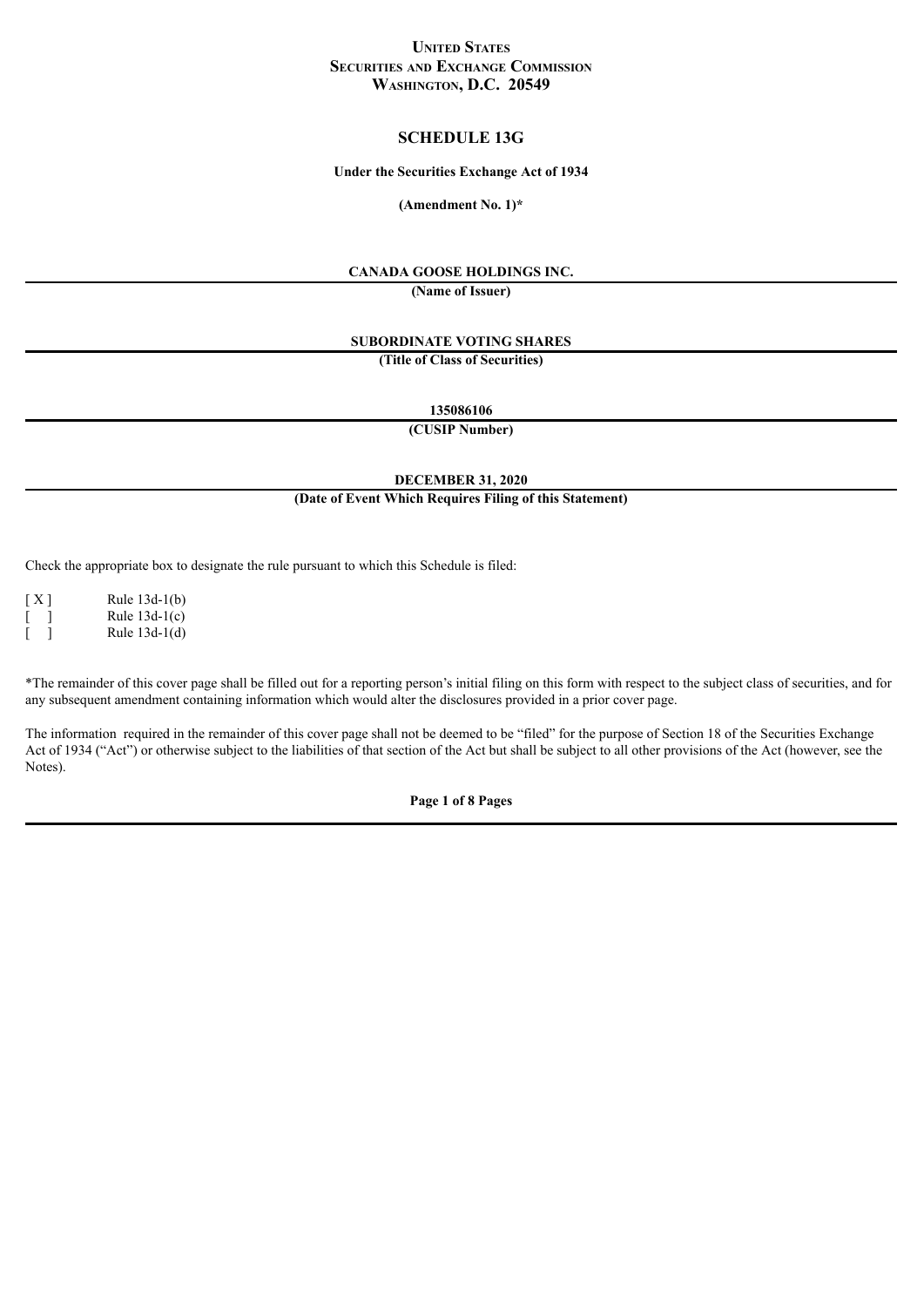**UNITED STATES**
**SECURITIES AND EXCHANGE COMMISSION**
**WASHINGTON, D.C. 20549**

# SCHEDULE 13G

**Under the Securities Exchange Act of 1934**

**(Amendment No. 1)***

**CANADA GOOSE HOLDINGS INC.**

**(Name of Issuer)**

**SUBORDINATE VOTING SHARES**

**(Title of Class of Securities)**

**135086106**

**(CUSIP Number)**

**DECEMBER 31, 2020**

**(Date of Event Which Requires Filing of this Statement)**

Check the appropriate box to designate the rule pursuant to which this Schedule is filed:

[ X ] Rule 13d-1(b)
[ ] Rule 13d-1(c)
[ ] Rule 13d-1(d)

*The remainder of this cover page shall be filled out for a reporting person's initial filing on this form with respect to the subject class of securities, and for any subsequent amendment containing information which would alter the disclosures provided in a prior cover page.

The information required in the remainder of this cover page shall not be deemed to be "filed" for the purpose of Section 18 of the Securities Exchange Act of 1934 ("Act") or otherwise subject to the liabilities of that section of the Act but shall be subject to all other provisions of the Act (however, see the Notes).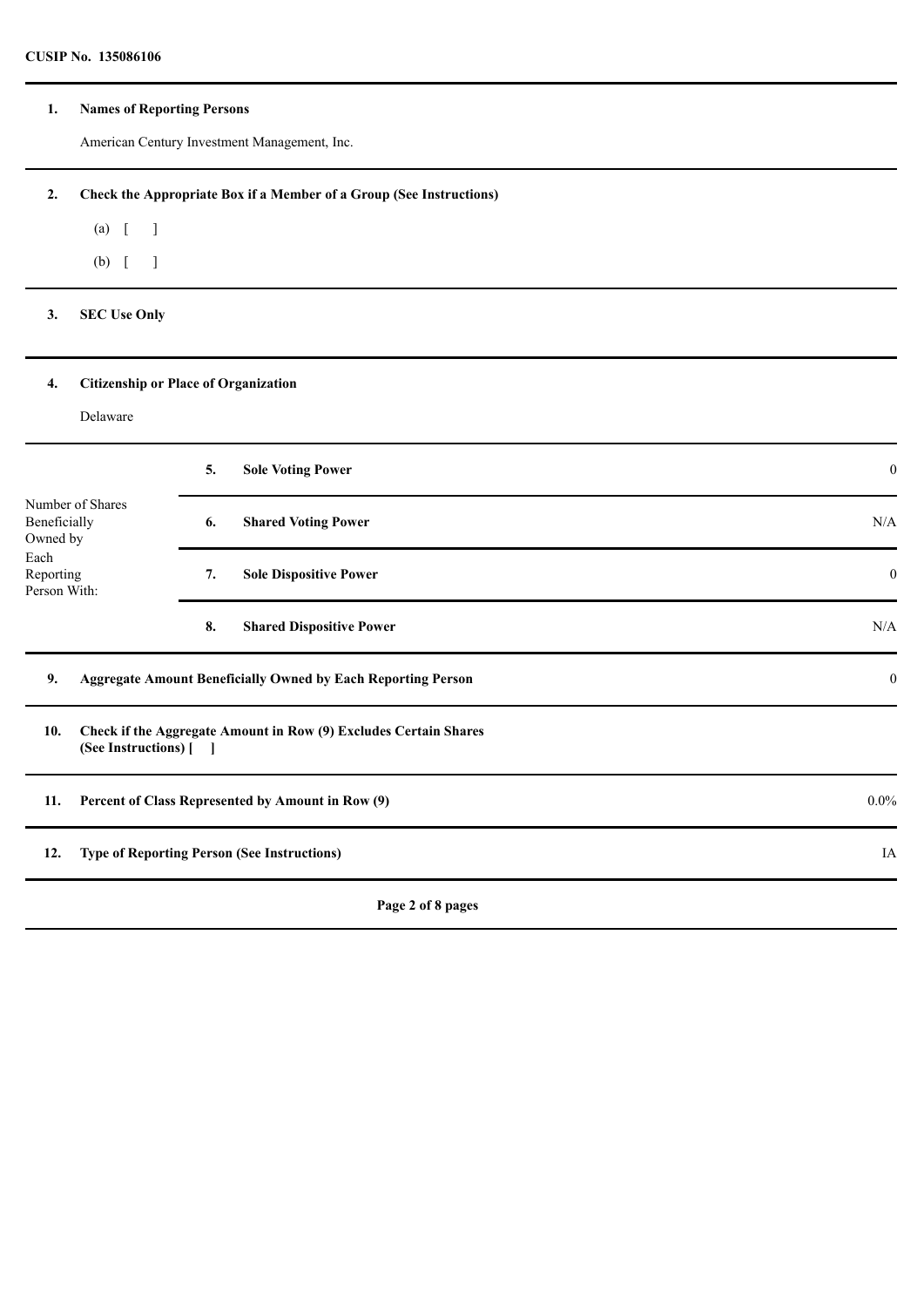**CUSIP No. 135086106**

| | | | |
|---|---|---|---|
| **1.** | **Names of Reporting Persons** | | |
| | American Century Investment Management, Inc. | | |
| **2.** | **Check the Appropriate Box if a Member of a Group (See Instructions)** | | |
| | (a) [ ] | | |
| | (b) [ ] | | |
| **3.** | **SEC Use Only** | | |
| **4.** | **Citizenship or Place of Organization** | | |
| | Delaware | | |
| Number of Shares Beneficially Owned by Each Reporting Person With: | **5.** | **Sole Voting Power** | 0 |
| | **6.** | **Shared Voting Power** | N/A |
| | **7.** | **Sole Dispositive Power** | 0 |
| | **8.** | **Shared Dispositive Power** | N/A |
| **9.** | **Aggregate Amount Beneficially Owned by Each Reporting Person** | | 0 |
| **10.** | **Check if the Aggregate Amount in Row (9) Excludes Certain Shares (See Instructions) [ ]** | | |
| **11.** | **Percent of Class Represented by Amount in Row (9)** | | 0.0% |
| **12.** | **Type of Reporting Person (See Instructions)** | | IA |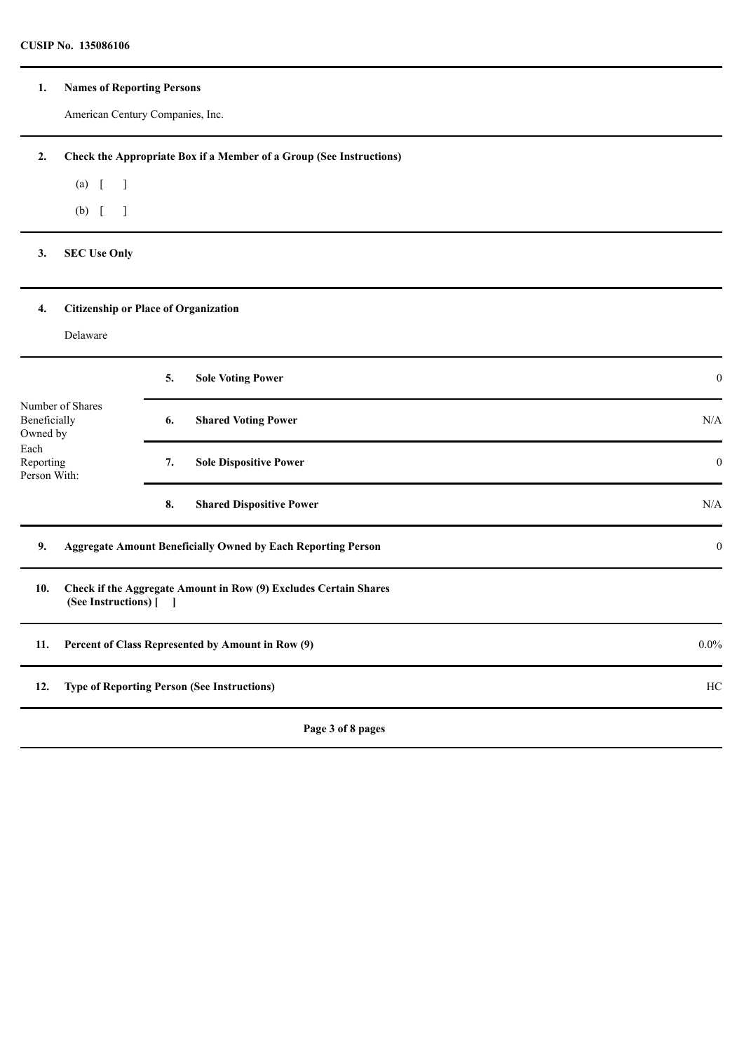**CUSIP No. 135086106**

| | | | |
|---|---|---|---|
| **1.** | **Names of Reporting Persons**<br><br>American Century Companies, Inc. | | |
| **2.** | **Check the Appropriate Box if a Member of a Group (See Instructions)**<br><br>(a) [ ]<br><br>(b) [ ] | | |
| **3.** | **SEC Use Only** | | |
| **4.** | **Citizenship or Place of Organization**<br><br>Delaware | | |
| Number of Shares Beneficially Owned by Each Reporting Person With: | **5.** | **Sole Voting Power** | 0 |
| | **6.** | **Shared Voting Power** | N/A |
| | **7.** | **Sole Dispositive Power** | 0 |
| | **8.** | **Shared Dispositive Power** | N/A |
| **9.** | **Aggregate Amount Beneficially Owned by Each Reporting Person** | | 0 |
| **10.** | **Check if the Aggregate Amount in Row (9) Excludes Certain Shares (See Instructions) [ ]** | | |
| **11.** | **Percent of Class Represented by Amount in Row (9)** | | 0.0% |
| **12.** | **Type of Reporting Person (See Instructions)** | | HC |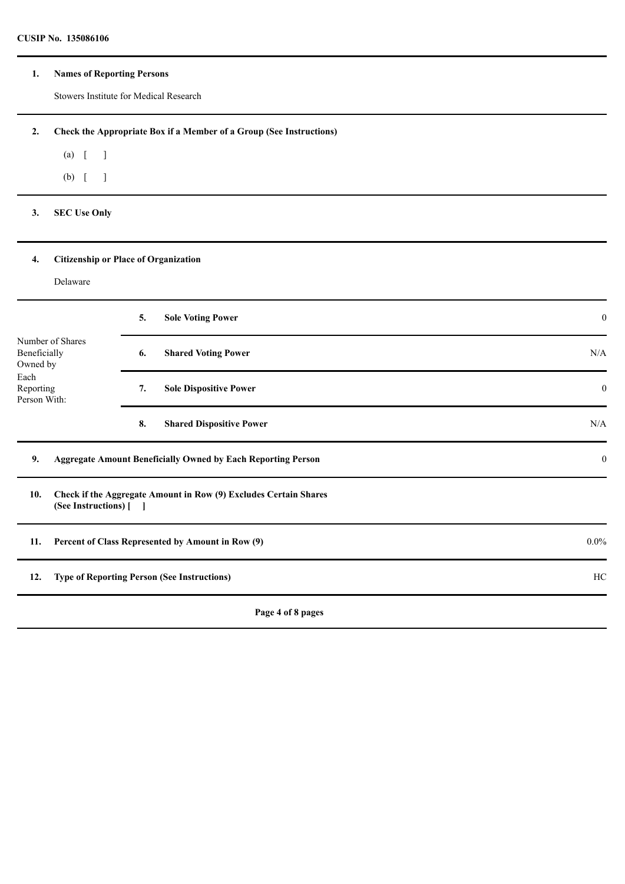**CUSIP No. 135086106**

| | | |
|---|---|---|
| **1.** | **Names of Reporting Persons** | |
| | Stowers Institute for Medical Research | |
| **2.** | **Check the Appropriate Box if a Member of a Group (See Instructions)** | |
| | (a) [ ] | |
| | (b) [ ] | |
| **3.** | **SEC Use Only** | |
| **4.** | **Citizenship or Place of Organization** | |
| | Delaware | |

| Number of Shares Beneficially Owned by Each Reporting Person With: | | | |
|---|---|---|---|
| | **5.** | **Sole Voting Power** | 0 |
| | **6.** | **Shared Voting Power** | N/A |
| | **7.** | **Sole Dispositive Power** | 0 |
| | **8.** | **Shared Dispositive Power** | N/A |

| | | |
|---|---|---|
| **9.** | **Aggregate Amount Beneficially Owned by Each Reporting Person** | 0 |
| **10.** | **Check if the Aggregate Amount in Row (9) Excludes Certain Shares (See Instructions) [ ]** | |
| **11.** | **Percent of Class Represented by Amount in Row (9)** | 0.0% |
| **12.** | **Type of Reporting Person (See Instructions)** | HC |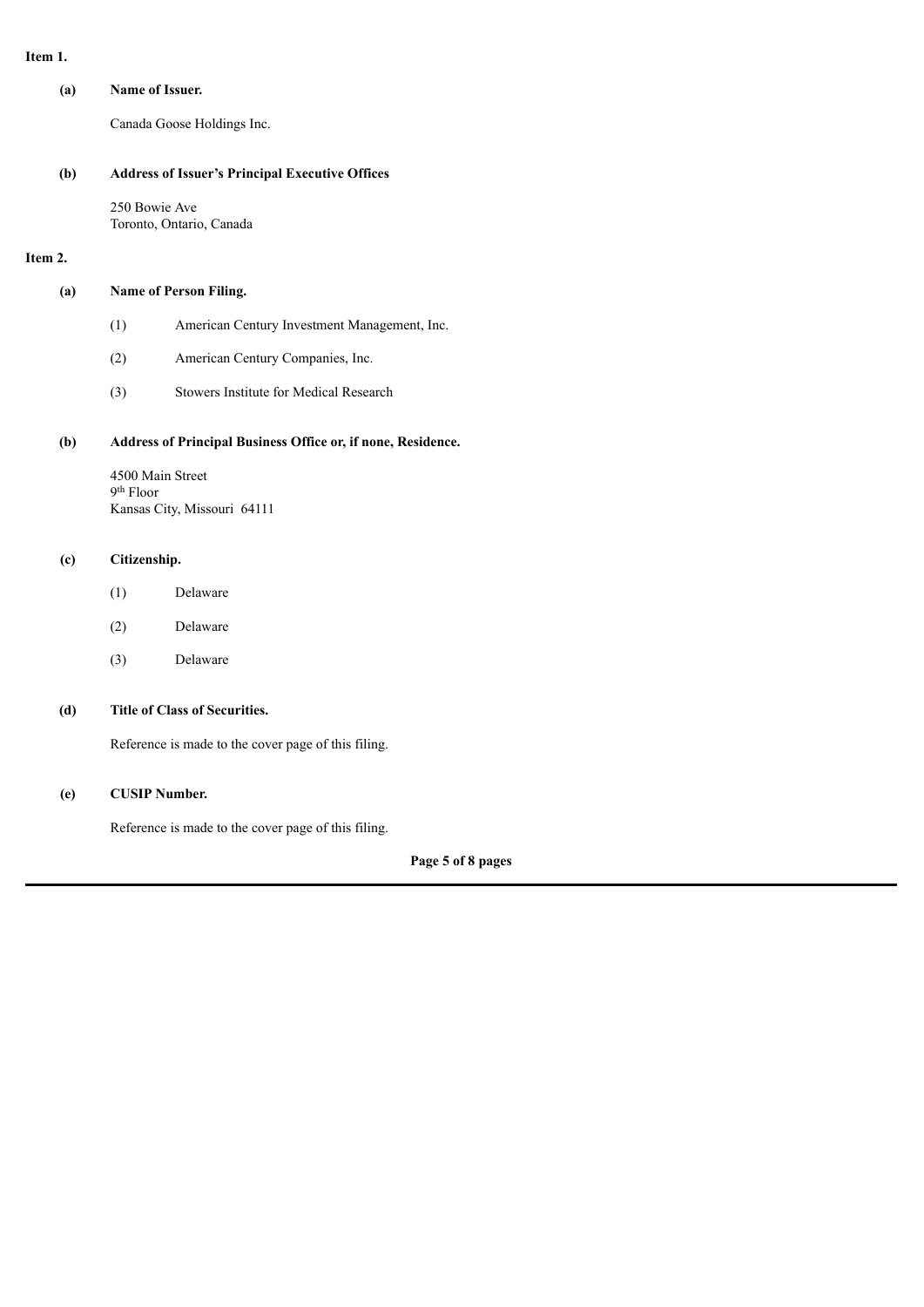**Item 1.**

**(a) Name of Issuer.**

Canada Goose Holdings Inc.

**(b) Address of Issuer's Principal Executive Offices**

250 Bowie Ave
Toronto, Ontario, Canada

**Item 2.**

**(a) Name of Person Filing.**

(1) American Century Investment Management, Inc.

(2) American Century Companies, Inc.

(3) Stowers Institute for Medical Research

**(b) Address of Principal Business Office or, if none, Residence.**

4500 Main Street
9th Floor
Kansas City, Missouri 64111

**(c) Citizenship.**

(1) Delaware

(2) Delaware

(3) Delaware

**(d) Title of Class of Securities.**

Reference is made to the cover page of this filing.

**(e) CUSIP Number.**

Reference is made to the cover page of this filing.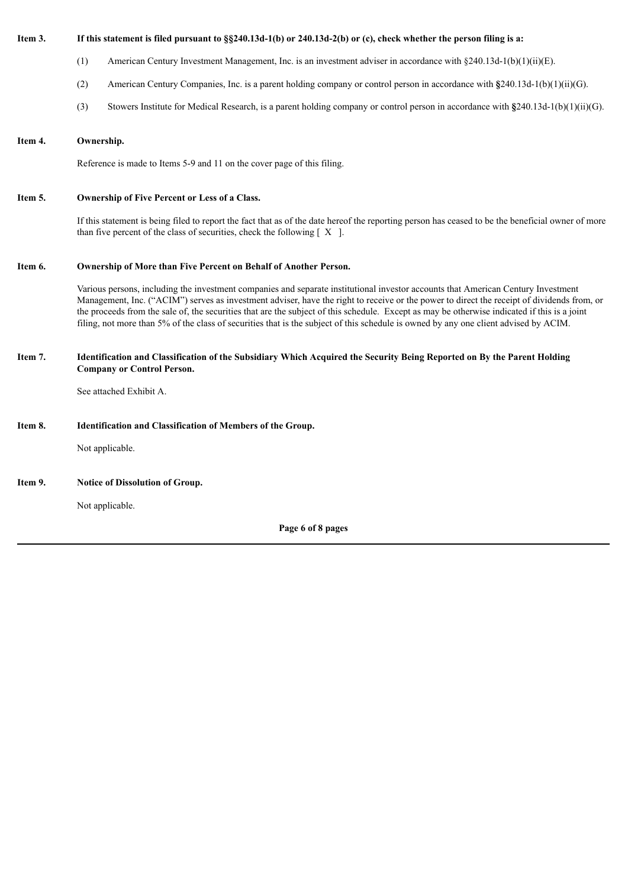**Item 3. If this statement is filed pursuant to §§240.13d-1(b) or 240.13d-2(b) or (c), check whether the person filing is a:**

(1) American Century Investment Management, Inc. is an investment adviser in accordance with §240.13d-1(b)(1)(ii)(E).

(2) American Century Companies, Inc. is a parent holding company or control person in accordance with §240.13d-1(b)(1)(ii)(G).

(3) Stowers Institute for Medical Research, is a parent holding company or control person in accordance with §240.13d-1(b)(1)(ii)(G).

**Item 4. Ownership.**

Reference is made to Items 5-9 and 11 on the cover page of this filing.

**Item 5. Ownership of Five Percent or Less of a Class.**

If this statement is being filed to report the fact that as of the date hereof the reporting person has ceased to be the beneficial owner of more than five percent of the class of securities, check the following [ X ].

**Item 6. Ownership of More than Five Percent on Behalf of Another Person.**

Various persons, including the investment companies and separate institutional investor accounts that American Century Investment Management, Inc. ("ACIM") serves as investment adviser, have the right to receive or the power to direct the receipt of dividends from, or the proceeds from the sale of, the securities that are the subject of this schedule. Except as may be otherwise indicated if this is a joint filing, not more than 5% of the class of securities that is the subject of this schedule is owned by any one client advised by ACIM.

**Item 7. Identification and Classification of the Subsidiary Which Acquired the Security Being Reported on By the Parent Holding Company or Control Person.**

See attached Exhibit A.

**Item 8. Identification and Classification of Members of the Group.**

Not applicable.

**Item 9. Notice of Dissolution of Group.**

Not applicable.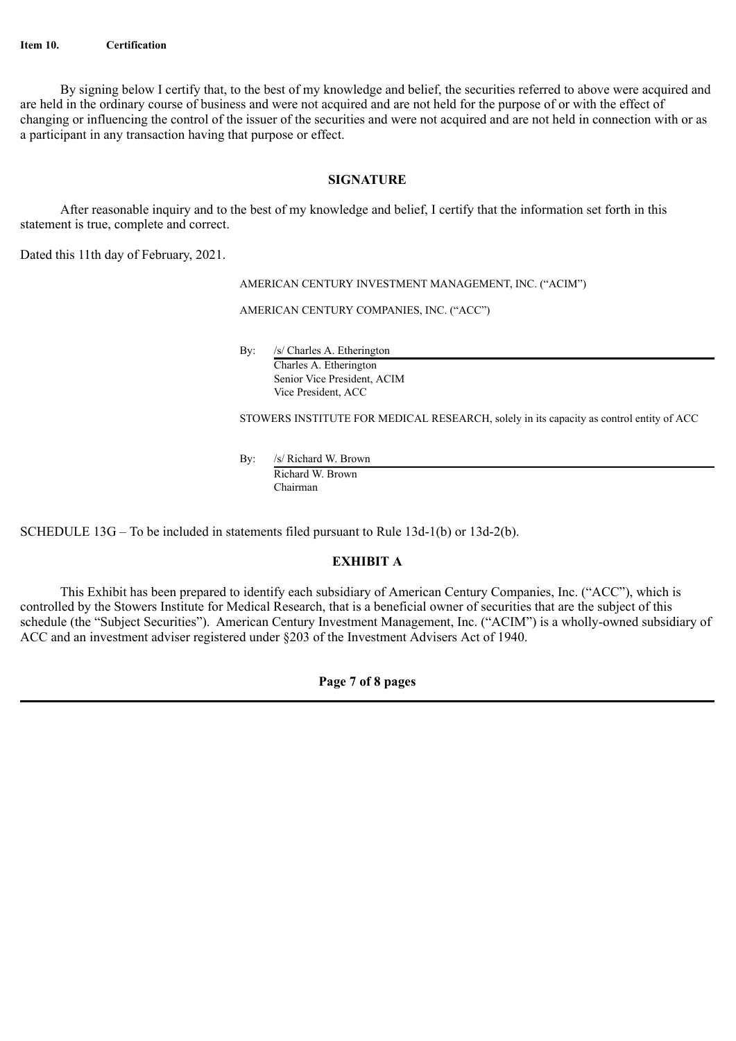**Item 10. Certification**

By signing below I certify that, to the best of my knowledge and belief, the securities referred to above were acquired and are held in the ordinary course of business and were not acquired and are not held for the purpose of or with the effect of changing or influencing the control of the issuer of the securities and were not acquired and are not held in connection with or as a participant in any transaction having that purpose or effect.

**SIGNATURE**

After reasonable inquiry and to the best of my knowledge and belief, I certify that the information set forth in this statement is true, complete and correct.

Dated this 11th day of February, 2021.

AMERICAN CENTURY INVESTMENT MANAGEMENT, INC. ("ACIM")

AMERICAN CENTURY COMPANIES, INC. ("ACC")

By: /s/ Charles A. Etherington
Charles A. Etherington
Senior Vice President, ACIM
Vice President, ACC

STOWERS INSTITUTE FOR MEDICAL RESEARCH, solely in its capacity as control entity of ACC

By: /s/ Richard W. Brown
Richard W. Brown
Chairman

SCHEDULE 13G – To be included in statements filed pursuant to Rule 13d-1(b) or 13d-2(b).

**EXHIBIT A**

This Exhibit has been prepared to identify each subsidiary of American Century Companies, Inc. ("ACC"), which is controlled by the Stowers Institute for Medical Research, that is a beneficial owner of securities that are the subject of this schedule (the "Subject Securities"). American Century Investment Management, Inc. ("ACIM") is a wholly-owned subsidiary of ACC and an investment adviser registered under §203 of the Investment Advisers Act of 1940.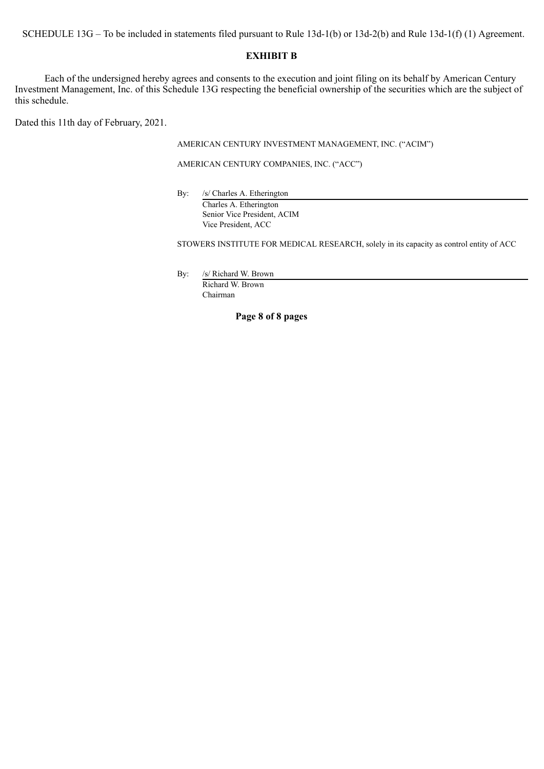SCHEDULE 13G – To be included in statements filed pursuant to Rule 13d-1(b) or 13d-2(b) and Rule 13d-1(f) (1) Agreement.

**EXHIBIT B**

Each of the undersigned hereby agrees and consents to the execution and joint filing on its behalf by American Century Investment Management, Inc. of this Schedule 13G respecting the beneficial ownership of the securities which are the subject of this schedule.

Dated this 11th day of February, 2021.

AMERICAN CENTURY INVESTMENT MANAGEMENT, INC. ("ACIM")

AMERICAN CENTURY COMPANIES, INC. ("ACC")

By: /s/ Charles A. Etherington
Charles A. Etherington
Senior Vice President, ACIM
Vice President, ACC

STOWERS INSTITUTE FOR MEDICAL RESEARCH, solely in its capacity as control entity of ACC

By: /s/ Richard W. Brown
Richard W. Brown
Chairman